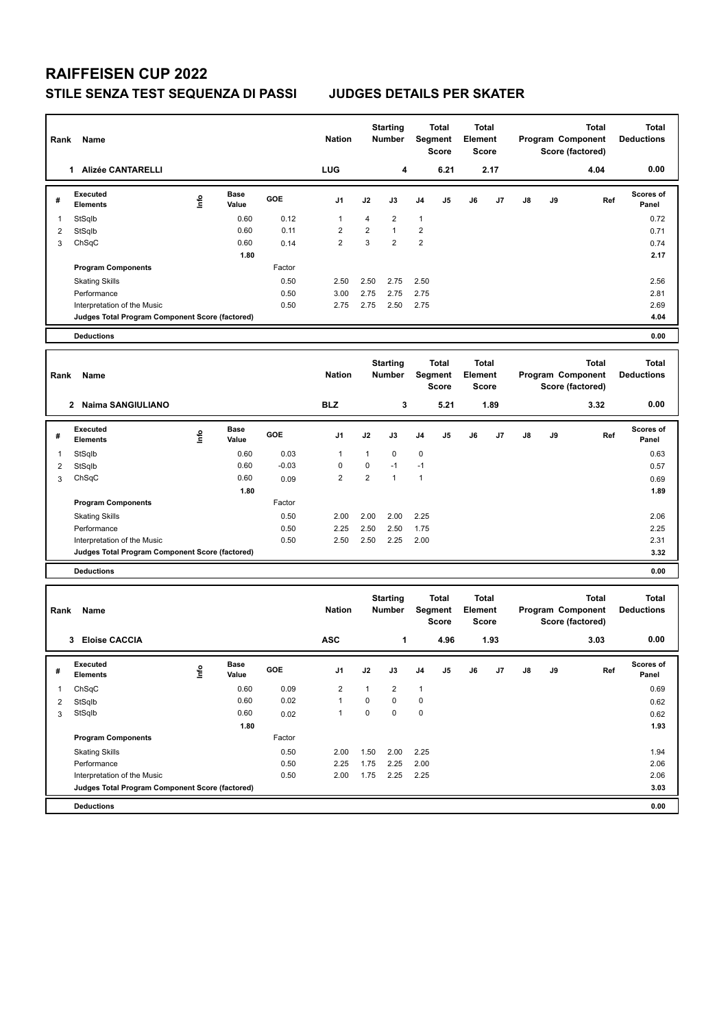# RAIFFEISEN CUP 2022

## STILE SENZA TEST SEQUENZA DI PASSI　　JUDGES DETAILS PER SKATER

| Rank | Name | Nation | Starting Number | Total Segment Score | Total Element Score | Total Program Component Score (factored) | Total Deductions |
|---|---|---|---|---|---|---|---|
| 1 | Alizée CANTARELLI | LUG | 4 | 6.21 | 2.17 | 4.04 | 0.00 |

| # | Executed Elements | Info | Base Value | GOE | J1 | J2 | J3 | J4 | J5 | J6 | J7 | J8 | J9 | Ref | Scores of Panel |
|---|---|---|---|---|---|---|---|---|---|---|---|---|---|---|---|
| 1 | StSqIb | | 0.60 | 0.12 | 1 | 4 | 2 | 1 | | | | | | | 0.72 |
| 2 | StSqIb | | 0.60 | 0.11 | 2 | 2 | 1 | 2 | | | | | | | 0.71 |
| 3 | ChSqC | | 0.60 | 0.14 | 2 | 3 | 2 | 2 | | | | | | | 0.74 |
| | | | 1.80 | | | | | | | | | | | | 2.17 |
| | **Program Components** | | | Factor | | | | | | | | | | | |
| | Skating Skills | | | 0.50 | 2.50 | 2.50 | 2.75 | 2.50 | | | | | | | 2.56 |
| | Performance | | | 0.50 | 3.00 | 2.75 | 2.75 | 2.75 | | | | | | | 2.81 |
| | Interpretation of the Music | | | 0.50 | 2.75 | 2.75 | 2.50 | 2.75 | | | | | | | 2.69 |
| | **Judges Total Program Component Score (factored)** | | | | | | | | | | | | | | 4.04 |
| | **Deductions** | | | | | | | | | | | | | | 0.00 |

| Rank | Name | Nation | Starting Number | Total Segment Score | Total Element Score | Total Program Component Score (factored) | Total Deductions |
|---|---|---|---|---|---|---|---|
| 2 | Naima SANGIULIANO | BLZ | 3 | 5.21 | 1.89 | 3.32 | 0.00 |

| # | Executed Elements | Info | Base Value | GOE | J1 | J2 | J3 | J4 | J5 | J6 | J7 | J8 | J9 | Ref | Scores of Panel |
|---|---|---|---|---|---|---|---|---|---|---|---|---|---|---|---|
| 1 | StSqIb | | 0.60 | 0.03 | 1 | 1 | 0 | 0 | | | | | | | 0.63 |
| 2 | StSqIb | | 0.60 | -0.03 | 0 | 0 | -1 | -1 | | | | | | | 0.57 |
| 3 | ChSqC | | 0.60 | 0.09 | 2 | 2 | 1 | 1 | | | | | | | 0.69 |
| | | | 1.80 | | | | | | | | | | | | 1.89 |
| | **Program Components** | | | Factor | | | | | | | | | | | |
| | Skating Skills | | | 0.50 | 2.00 | 2.00 | 2.00 | 2.25 | | | | | | | 2.06 |
| | Performance | | | 0.50 | 2.25 | 2.50 | 2.50 | 1.75 | | | | | | | 2.25 |
| | Interpretation of the Music | | | 0.50 | 2.50 | 2.50 | 2.25 | 2.00 | | | | | | | 2.31 |
| | **Judges Total Program Component Score (factored)** | | | | | | | | | | | | | | 3.32 |
| | **Deductions** | | | | | | | | | | | | | | 0.00 |

| Rank | Name | Nation | Starting Number | Total Segment Score | Total Element Score | Total Program Component Score (factored) | Total Deductions |
|---|---|---|---|---|---|---|---|
| 3 | Eloise CACCIA | ASC | 1 | 4.96 | 1.93 | 3.03 | 0.00 |

| # | Executed Elements | Info | Base Value | GOE | J1 | J2 | J3 | J4 | J5 | J6 | J7 | J8 | J9 | Ref | Scores of Panel |
|---|---|---|---|---|---|---|---|---|---|---|---|---|---|---|---|
| 1 | ChSqC | | 0.60 | 0.09 | 2 | 1 | 2 | 1 | | | | | | | 0.69 |
| 2 | StSqIb | | 0.60 | 0.02 | 1 | 0 | 0 | 0 | | | | | | | 0.62 |
| 3 | StSqIb | | 0.60 | 0.02 | 1 | 0 | 0 | 0 | | | | | | | 0.62 |
| | | | 1.80 | | | | | | | | | | | | 1.93 |
| | **Program Components** | | | Factor | | | | | | | | | | | |
| | Skating Skills | | | 0.50 | 2.00 | 1.50 | 2.00 | 2.25 | | | | | | | 1.94 |
| | Performance | | | 0.50 | 2.25 | 1.75 | 2.25 | 2.00 | | | | | | | 2.06 |
| | Interpretation of the Music | | | 0.50 | 2.00 | 1.75 | 2.25 | 2.25 | | | | | | | 2.06 |
| | **Judges Total Program Component Score (factored)** | | | | | | | | | | | | | | 3.03 |
| | **Deductions** | | | | | | | | | | | | | | 0.00 |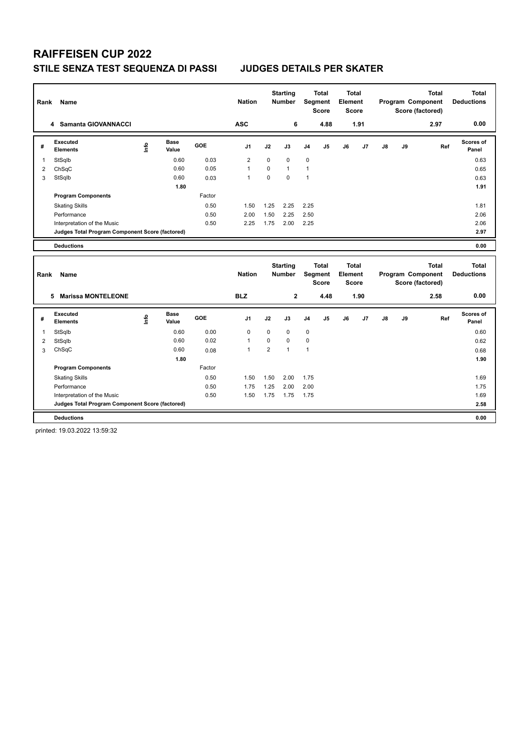# RAIFFEISEN CUP 2022

## STILE SENZA TEST SEQUENZA DI PASSI JUDGES DETAILS PER SKATER

| Rank | Name | Nation | Starting Number | Total Segment Score | Total Element Score | Total Program Component Score (factored) | Total Deductions |
|---|---|---|---|---|---|---|---|
| 4 | Samanta GIOVANNACCI | ASC | 6 | 4.88 | 1.91 | 2.97 | 0.00 |

| # | Executed Elements | Info | Base Value | GOE | J1 | J2 | J3 | J4 | J5 | J6 | J7 | J8 | J9 | Ref | Scores of Panel |
|---|---|---|---|---|---|---|---|---|---|---|---|---|---|---|---|
| 1 | StSqlb | | 0.60 | 0.03 | 2 | 0 | 0 | 0 | | | | | | | 0.63 |
| 2 | ChSqC | | 0.60 | 0.05 | 1 | 0 | 1 | 1 | | | | | | | 0.65 |
| 3 | StSqlb | | 0.60 | 0.03 | 1 | 0 | 0 | 1 | | | | | | | 0.63 |
| | | | 1.80 | | | | | | | | | | | | 1.91 |
| | **Program Components** | | | Factor | | | | | | | | | | | |
| | Skating Skills | | | 0.50 | 1.50 | 1.25 | 2.25 | 2.25 | | | | | | | 1.81 |
| | Performance | | | 0.50 | 2.00 | 1.50 | 2.25 | 2.50 | | | | | | | 2.06 |
| | Interpretation of the Music | | | 0.50 | 2.25 | 1.75 | 2.00 | 2.25 | | | | | | | 2.06 |
| | **Judges Total Program Component Score (factored)** | | | | | | | | | | | | | | 2.97 |
| | **Deductions** | | | | | | | | | | | | | | 0.00 |

| Rank | Name | Nation | Starting Number | Total Segment Score | Total Element Score | Total Program Component Score (factored) | Total Deductions |
|---|---|---|---|---|---|---|---|
| 5 | Marissa MONTELEONE | BLZ | 2 | 4.48 | 1.90 | 2.58 | 0.00 |

| # | Executed Elements | Info | Base Value | GOE | J1 | J2 | J3 | J4 | J5 | J6 | J7 | J8 | J9 | Ref | Scores of Panel |
|---|---|---|---|---|---|---|---|---|---|---|---|---|---|---|---|
| 1 | StSqlb | | 0.60 | 0.00 | 0 | 0 | 0 | 0 | | | | | | | 0.60 |
| 2 | StSqlb | | 0.60 | 0.02 | 1 | 0 | 0 | 0 | | | | | | | 0.62 |
| 3 | ChSqC | | 0.60 | 0.08 | 1 | 2 | 1 | 1 | | | | | | | 0.68 |
| | | | 1.80 | | | | | | | | | | | | 1.90 |
| | **Program Components** | | | Factor | | | | | | | | | | | |
| | Skating Skills | | | 0.50 | 1.50 | 1.50 | 2.00 | 1.75 | | | | | | | 1.69 |
| | Performance | | | 0.50 | 1.75 | 1.25 | 2.00 | 2.00 | | | | | | | 1.75 |
| | Interpretation of the Music | | | 0.50 | 1.50 | 1.75 | 1.75 | 1.75 | | | | | | | 1.69 |
| | **Judges Total Program Component Score (factored)** | | | | | | | | | | | | | | 2.58 |
| | **Deductions** | | | | | | | | | | | | | | 0.00 |

printed: 19.03.2022 13:59:32